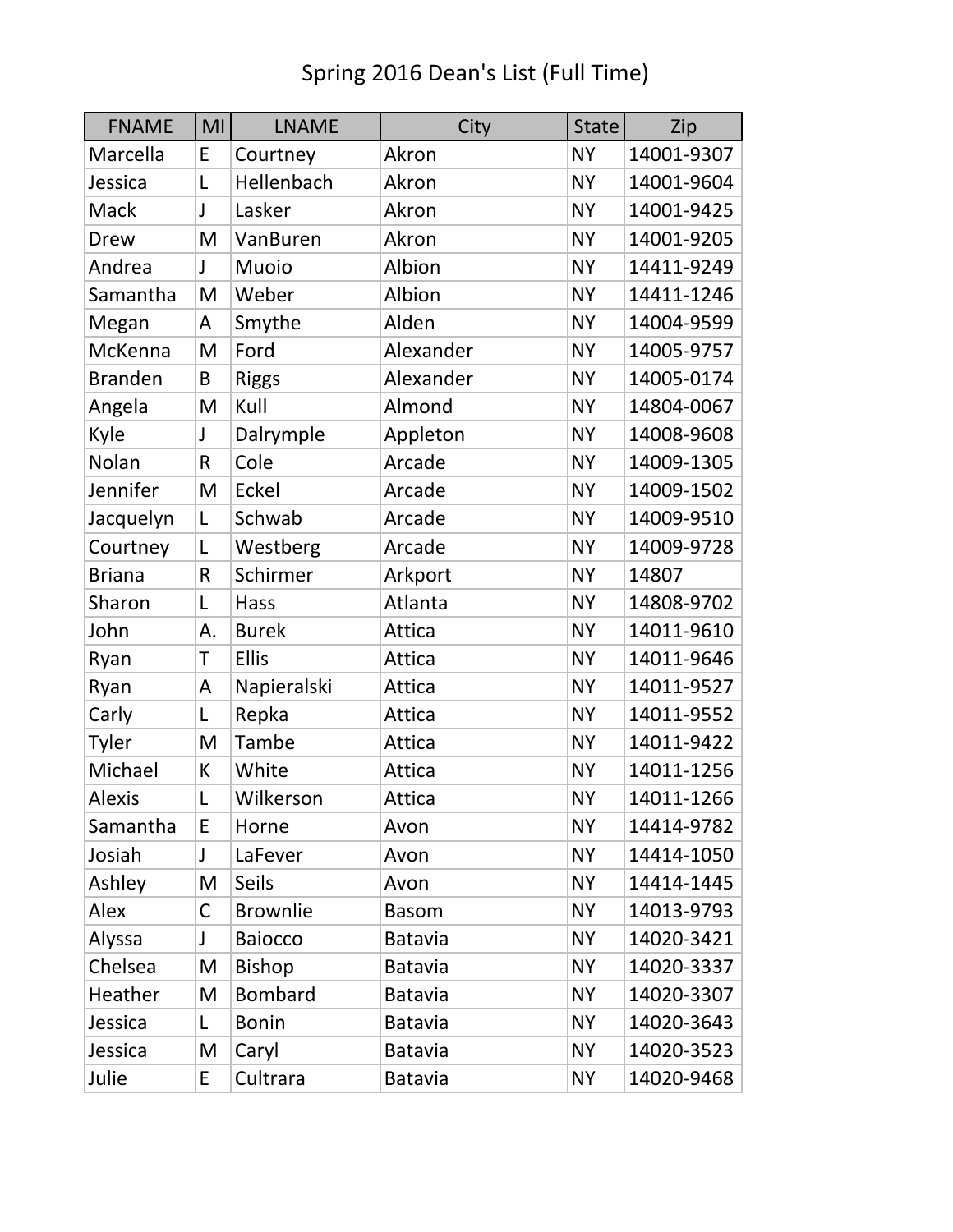# Spring 2016 Dean's List (Full Time)

| FNAME | MI | LNAME | City | State | Zip |
|---|---|---|---|---|---|
| Marcella | E | Courtney | Akron | NY | 14001-9307 |
| Jessica | L | Hellenbach | Akron | NY | 14001-9604 |
| Mack | J | Lasker | Akron | NY | 14001-9425 |
| Drew | M | VanBuren | Akron | NY | 14001-9205 |
| Andrea | J | Muoio | Albion | NY | 14411-9249 |
| Samantha | M | Weber | Albion | NY | 14411-1246 |
| Megan | A | Smythe | Alden | NY | 14004-9599 |
| McKenna | M | Ford | Alexander | NY | 14005-9757 |
| Branden | B | Riggs | Alexander | NY | 14005-0174 |
| Angela | M | Kull | Almond | NY | 14804-0067 |
| Kyle | J | Dalrymple | Appleton | NY | 14008-9608 |
| Nolan | R | Cole | Arcade | NY | 14009-1305 |
| Jennifer | M | Eckel | Arcade | NY | 14009-1502 |
| Jacquelyn | L | Schwab | Arcade | NY | 14009-9510 |
| Courtney | L | Westberg | Arcade | NY | 14009-9728 |
| Briana | R | Schirmer | Arkport | NY | 14807 |
| Sharon | L | Hass | Atlanta | NY | 14808-9702 |
| John | A. | Burek | Attica | NY | 14011-9610 |
| Ryan | T | Ellis | Attica | NY | 14011-9646 |
| Ryan | A | Napieralski | Attica | NY | 14011-9527 |
| Carly | L | Repka | Attica | NY | 14011-9552 |
| Tyler | M | Tambe | Attica | NY | 14011-9422 |
| Michael | K | White | Attica | NY | 14011-1256 |
| Alexis | L | Wilkerson | Attica | NY | 14011-1266 |
| Samantha | E | Horne | Avon | NY | 14414-9782 |
| Josiah | J | LaFever | Avon | NY | 14414-1050 |
| Ashley | M | Seils | Avon | NY | 14414-1445 |
| Alex | C | Brownlie | Basom | NY | 14013-9793 |
| Alyssa | J | Baiocco | Batavia | NY | 14020-3421 |
| Chelsea | M | Bishop | Batavia | NY | 14020-3337 |
| Heather | M | Bombard | Batavia | NY | 14020-3307 |
| Jessica | L | Bonin | Batavia | NY | 14020-3643 |
| Jessica | M | Caryl | Batavia | NY | 14020-3523 |
| Julie | E | Cultrara | Batavia | NY | 14020-9468 |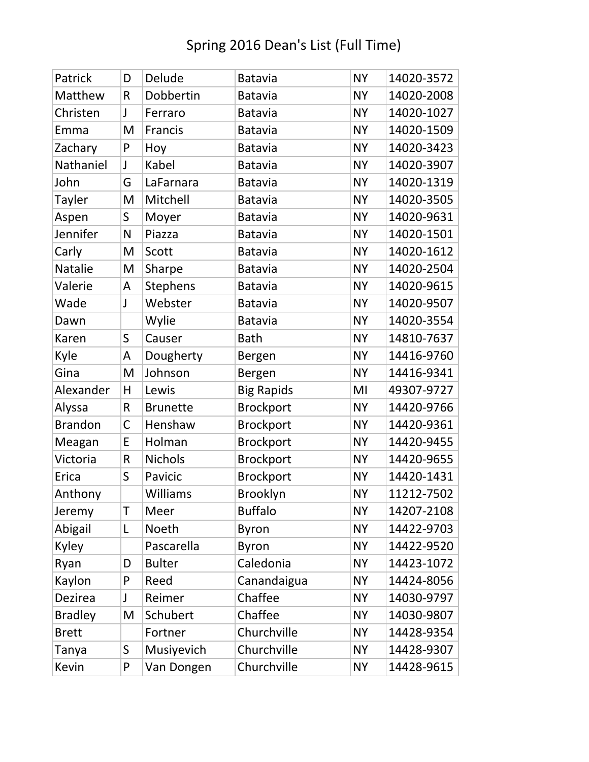# Spring 2016 Dean's List (Full Time)

| | | | | | |
|---|---|---|---|---|---|
| Patrick | D | Delude | Batavia | NY | 14020-3572 |
| Matthew | R | Dobbertin | Batavia | NY | 14020-2008 |
| Christen | J | Ferraro | Batavia | NY | 14020-1027 |
| Emma | M | Francis | Batavia | NY | 14020-1509 |
| Zachary | P | Hoy | Batavia | NY | 14020-3423 |
| Nathaniel | J | Kabel | Batavia | NY | 14020-3907 |
| John | G | LaFarnara | Batavia | NY | 14020-1319 |
| Tayler | M | Mitchell | Batavia | NY | 14020-3505 |
| Aspen | S | Moyer | Batavia | NY | 14020-9631 |
| Jennifer | N | Piazza | Batavia | NY | 14020-1501 |
| Carly | M | Scott | Batavia | NY | 14020-1612 |
| Natalie | M | Sharpe | Batavia | NY | 14020-2504 |
| Valerie | A | Stephens | Batavia | NY | 14020-9615 |
| Wade | J | Webster | Batavia | NY | 14020-9507 |
| Dawn | | Wylie | Batavia | NY | 14020-3554 |
| Karen | S | Causer | Bath | NY | 14810-7637 |
| Kyle | A | Dougherty | Bergen | NY | 14416-9760 |
| Gina | M | Johnson | Bergen | NY | 14416-9341 |
| Alexander | H | Lewis | Big Rapids | MI | 49307-9727 |
| Alyssa | R | Brunette | Brockport | NY | 14420-9766 |
| Brandon | C | Henshaw | Brockport | NY | 14420-9361 |
| Meagan | E | Holman | Brockport | NY | 14420-9455 |
| Victoria | R | Nichols | Brockport | NY | 14420-9655 |
| Erica | S | Pavicic | Brockport | NY | 14420-1431 |
| Anthony | | Williams | Brooklyn | NY | 11212-7502 |
| Jeremy | T | Meer | Buffalo | NY | 14207-2108 |
| Abigail | L | Noeth | Byron | NY | 14422-9703 |
| Kyley | | Pascarella | Byron | NY | 14422-9520 |
| Ryan | D | Bulter | Caledonia | NY | 14423-1072 |
| Kaylon | P | Reed | Canandaigua | NY | 14424-8056 |
| Dezirea | J | Reimer | Chaffee | NY | 14030-9797 |
| Bradley | M | Schubert | Chaffee | NY | 14030-9807 |
| Brett | | Fortner | Churchville | NY | 14428-9354 |
| Tanya | S | Musiyevich | Churchville | NY | 14428-9307 |
| Kevin | P | Van Dongen | Churchville | NY | 14428-9615 |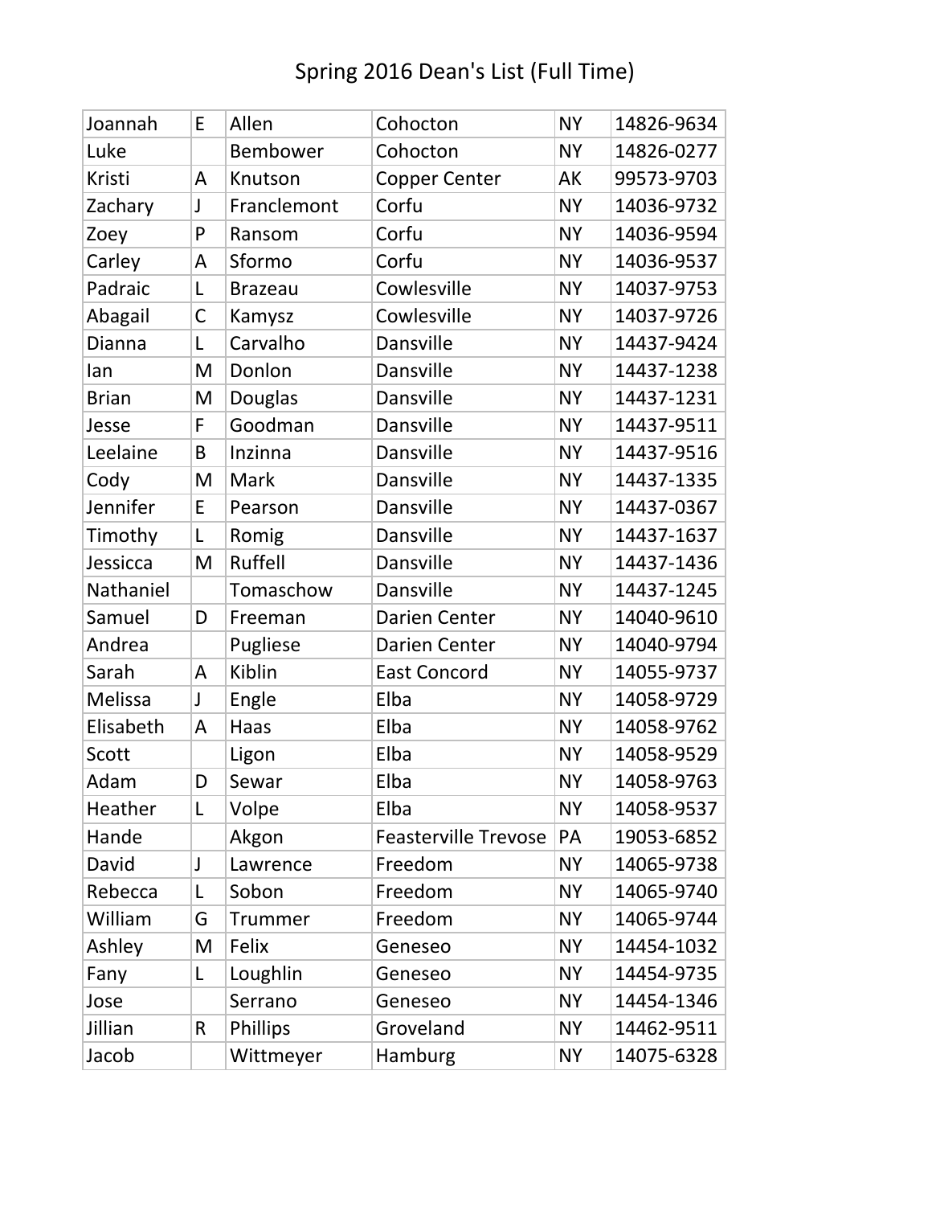# Spring 2016 Dean's List (Full Time)

| | | | | | |
|---|---|---|---|---|---|
| Joannah | E | Allen | Cohocton | NY | 14826-9634 |
| Luke | | Bembower | Cohocton | NY | 14826-0277 |
| Kristi | A | Knutson | Copper Center | AK | 99573-9703 |
| Zachary | J | Franclemont | Corfu | NY | 14036-9732 |
| Zoey | P | Ransom | Corfu | NY | 14036-9594 |
| Carley | A | Sformo | Corfu | NY | 14036-9537 |
| Padraic | L | Brazeau | Cowlesville | NY | 14037-9753 |
| Abagail | C | Kamysz | Cowlesville | NY | 14037-9726 |
| Dianna | L | Carvalho | Dansville | NY | 14437-9424 |
| Ian | M | Donlon | Dansville | NY | 14437-1238 |
| Brian | M | Douglas | Dansville | NY | 14437-1231 |
| Jesse | F | Goodman | Dansville | NY | 14437-9511 |
| Leelaine | B | Inzinna | Dansville | NY | 14437-9516 |
| Cody | M | Mark | Dansville | NY | 14437-1335 |
| Jennifer | E | Pearson | Dansville | NY | 14437-0367 |
| Timothy | L | Romig | Dansville | NY | 14437-1637 |
| Jessicca | M | Ruffell | Dansville | NY | 14437-1436 |
| Nathaniel | | Tomaschow | Dansville | NY | 14437-1245 |
| Samuel | D | Freeman | Darien Center | NY | 14040-9610 |
| Andrea | | Pugliese | Darien Center | NY | 14040-9794 |
| Sarah | A | Kiblin | East Concord | NY | 14055-9737 |
| Melissa | J | Engle | Elba | NY | 14058-9729 |
| Elisabeth | A | Haas | Elba | NY | 14058-9762 |
| Scott | | Ligon | Elba | NY | 14058-9529 |
| Adam | D | Sewar | Elba | NY | 14058-9763 |
| Heather | L | Volpe | Elba | NY | 14058-9537 |
| Hande | | Akgon | Feasterville Trevose | PA | 19053-6852 |
| David | J | Lawrence | Freedom | NY | 14065-9738 |
| Rebecca | L | Sobon | Freedom | NY | 14065-9740 |
| William | G | Trummer | Freedom | NY | 14065-9744 |
| Ashley | M | Felix | Geneseo | NY | 14454-1032 |
| Fany | L | Loughlin | Geneseo | NY | 14454-9735 |
| Jose | | Serrano | Geneseo | NY | 14454-1346 |
| Jillian | R | Phillips | Groveland | NY | 14462-9511 |
| Jacob | | Wittmeyer | Hamburg | NY | 14075-6328 |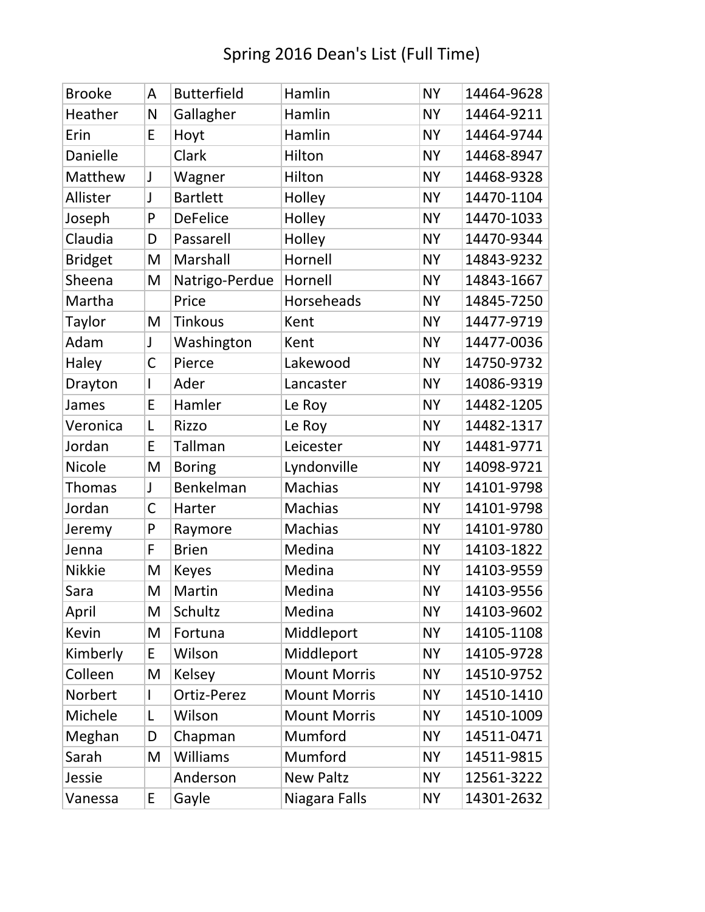# Spring 2016 Dean's List (Full Time)

| | | | | | |
|---|---|---|---|---|---|
| Brooke | A | Butterfield | Hamlin | NY | 14464-9628 |
| Heather | N | Gallagher | Hamlin | NY | 14464-9211 |
| Erin | E | Hoyt | Hamlin | NY | 14464-9744 |
| Danielle | | Clark | Hilton | NY | 14468-8947 |
| Matthew | J | Wagner | Hilton | NY | 14468-9328 |
| Allister | J | Bartlett | Holley | NY | 14470-1104 |
| Joseph | P | DeFelice | Holley | NY | 14470-1033 |
| Claudia | D | Passarell | Holley | NY | 14470-9344 |
| Bridget | M | Marshall | Hornell | NY | 14843-9232 |
| Sheena | M | Natrigo-Perdue | Hornell | NY | 14843-1667 |
| Martha | | Price | Horseheads | NY | 14845-7250 |
| Taylor | M | Tinkous | Kent | NY | 14477-9719 |
| Adam | J | Washington | Kent | NY | 14477-0036 |
| Haley | C | Pierce | Lakewood | NY | 14750-9732 |
| Drayton | I | Ader | Lancaster | NY | 14086-9319 |
| James | E | Hamler | Le Roy | NY | 14482-1205 |
| Veronica | L | Rizzo | Le Roy | NY | 14482-1317 |
| Jordan | E | Tallman | Leicester | NY | 14481-9771 |
| Nicole | M | Boring | Lyndonville | NY | 14098-9721 |
| Thomas | J | Benkelman | Machias | NY | 14101-9798 |
| Jordan | C | Harter | Machias | NY | 14101-9798 |
| Jeremy | P | Raymore | Machias | NY | 14101-9780 |
| Jenna | F | Brien | Medina | NY | 14103-1822 |
| Nikkie | M | Keyes | Medina | NY | 14103-9559 |
| Sara | M | Martin | Medina | NY | 14103-9556 |
| April | M | Schultz | Medina | NY | 14103-9602 |
| Kevin | M | Fortuna | Middleport | NY | 14105-1108 |
| Kimberly | E | Wilson | Middleport | NY | 14105-9728 |
| Colleen | M | Kelsey | Mount Morris | NY | 14510-9752 |
| Norbert | I | Ortiz-Perez | Mount Morris | NY | 14510-1410 |
| Michele | L | Wilson | Mount Morris | NY | 14510-1009 |
| Meghan | D | Chapman | Mumford | NY | 14511-0471 |
| Sarah | M | Williams | Mumford | NY | 14511-9815 |
| Jessie | | Anderson | New Paltz | NY | 12561-3222 |
| Vanessa | E | Gayle | Niagara Falls | NY | 14301-2632 |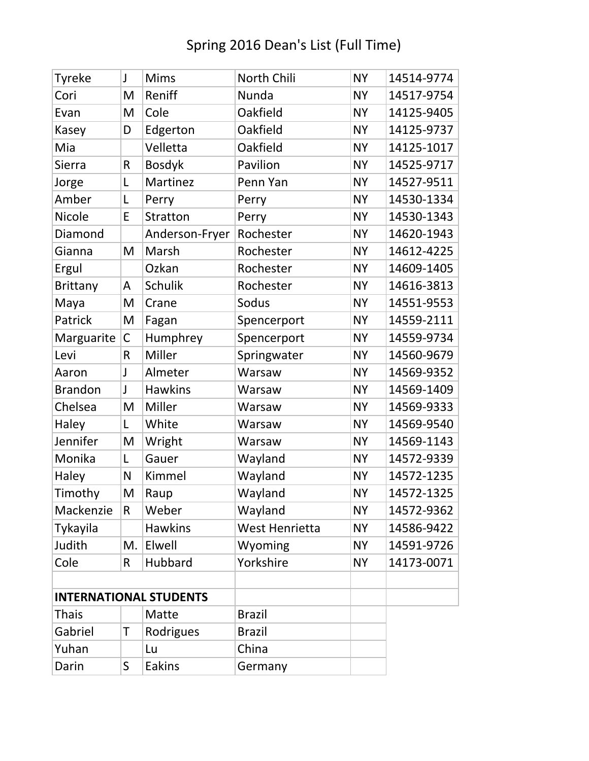# Spring 2016 Dean's List (Full Time)

| | | | | | |
|---|---|---|---|---|---|
| Tyreke | J | Mims | North Chili | NY | 14514-9774 |
| Cori | M | Reniff | Nunda | NY | 14517-9754 |
| Evan | M | Cole | Oakfield | NY | 14125-9405 |
| Kasey | D | Edgerton | Oakfield | NY | 14125-9737 |
| Mia | | Velletta | Oakfield | NY | 14125-1017 |
| Sierra | R | Bosdyk | Pavilion | NY | 14525-9717 |
| Jorge | L | Martinez | Penn Yan | NY | 14527-9511 |
| Amber | L | Perry | Perry | NY | 14530-1334 |
| Nicole | E | Stratton | Perry | NY | 14530-1343 |
| Diamond | | Anderson-Fryer | Rochester | NY | 14620-1943 |
| Gianna | M | Marsh | Rochester | NY | 14612-4225 |
| Ergul | | Ozkan | Rochester | NY | 14609-1405 |
| Brittany | A | Schulik | Rochester | NY | 14616-3813 |
| Maya | M | Crane | Sodus | NY | 14551-9553 |
| Patrick | M | Fagan | Spencerport | NY | 14559-2111 |
| Marguarite | C | Humphrey | Spencerport | NY | 14559-9734 |
| Levi | R | Miller | Springwater | NY | 14560-9679 |
| Aaron | J | Almeter | Warsaw | NY | 14569-9352 |
| Brandon | J | Hawkins | Warsaw | NY | 14569-1409 |
| Chelsea | M | Miller | Warsaw | NY | 14569-9333 |
| Haley | L | White | Warsaw | NY | 14569-9540 |
| Jennifer | M | Wright | Warsaw | NY | 14569-1143 |
| Monika | L | Gauer | Wayland | NY | 14572-9339 |
| Haley | N | Kimmel | Wayland | NY | 14572-1235 |
| Timothy | M | Raup | Wayland | NY | 14572-1325 |
| Mackenzie | R | Weber | Wayland | NY | 14572-9362 |
| Tykayila | | Hawkins | West Henrietta | NY | 14586-9422 |
| Judith | M. | Elwell | Wyoming | NY | 14591-9726 |
| Cole | R | Hubbard | Yorkshire | NY | 14173-0071 |
| | | | | | |
| **INTERNATIONAL STUDENTS** | | | | | |
| Thais | | Matte | Brazil | | |
| Gabriel | T | Rodrigues | Brazil | | |
| Yuhan | | Lu | China | | |
| Darin | S | Eakins | Germany | | |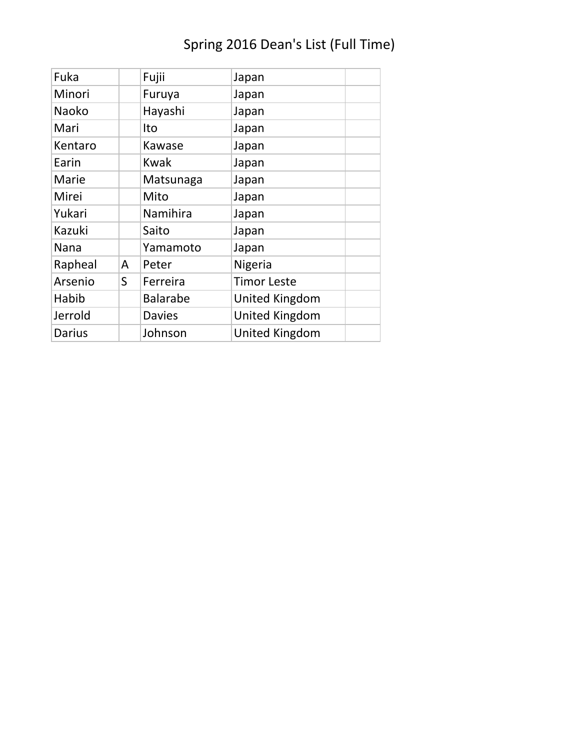# Spring 2016 Dean's List (Full Time)

| | | | | |
|---|---|---|---|---|
| Fuka | | Fujii | Japan | |
| Minori | | Furuya | Japan | |
| Naoko | | Hayashi | Japan | |
| Mari | | Ito | Japan | |
| Kentaro | | Kawase | Japan | |
| Earin | | Kwak | Japan | |
| Marie | | Matsunaga | Japan | |
| Mirei | | Mito | Japan | |
| Yukari | | Namihira | Japan | |
| Kazuki | | Saito | Japan | |
| Nana | | Yamamoto | Japan | |
| Rapheal | A | Peter | Nigeria | |
| Arsenio | S | Ferreira | Timor Leste | |
| Habib | | Balarabe | United Kingdom | |
| Jerrold | | Davies | United Kingdom | |
| Darius | | Johnson | United Kingdom | |